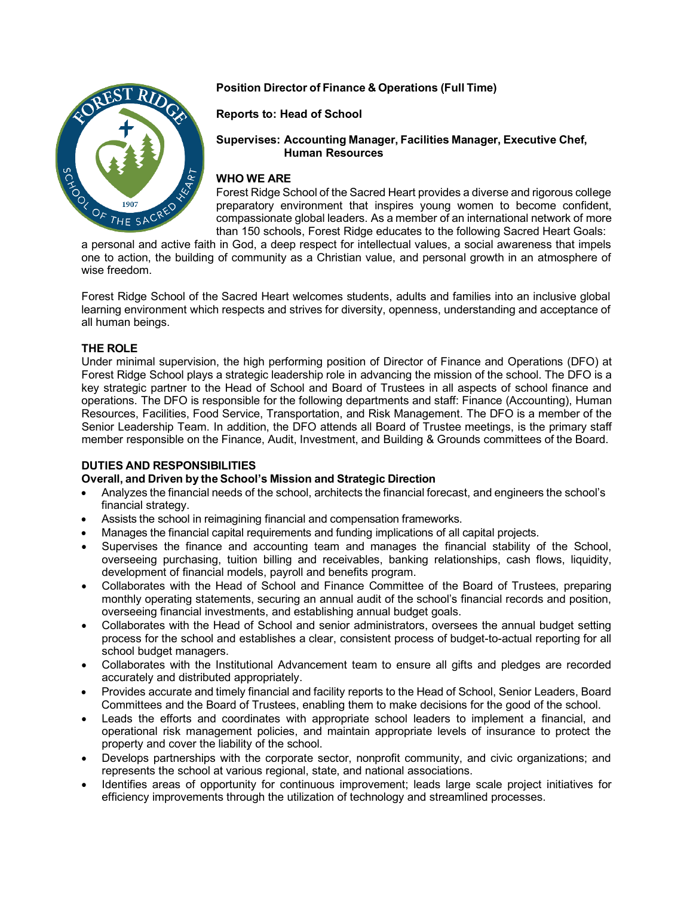**Position Director of Finance & Operations (Full Time)**

**Reports to: Head of School**

**Supervises: Accounting Manager, Facilities Manager, Executive Chef, Human Resources**

## WHO WE ARE

Forest Ridge School of the Sacred Heart provides a diverse and rigorous college preparatory environment that inspires young women to become confident, compassionate global leaders. As a member of an international network of more than 150 schools, Forest Ridge educates to the following Sacred Heart Goals: a personal and active faith in God, a deep respect for intellectual values, a social awareness that impels one to action, the building of community as a Christian value, and personal growth in an atmosphere of wise freedom.

Forest Ridge School of the Sacred Heart welcomes students, adults and families into an inclusive global learning environment which respects and strives for diversity, openness, understanding and acceptance of all human beings.

## THE ROLE

Under minimal supervision, the high performing position of Director of Finance and Operations (DFO) at Forest Ridge School plays a strategic leadership role in advancing the mission of the school. The DFO is a key strategic partner to the Head of School and Board of Trustees in all aspects of school finance and operations. The DFO is responsible for the following departments and staff: Finance (Accounting), Human Resources, Facilities, Food Service, Transportation, and Risk Management. The DFO is a member of the Senior Leadership Team. In addition, the DFO attends all Board of Trustee meetings, is the primary staff member responsible on the Finance, Audit, Investment, and Building & Grounds committees of the Board.

## DUTIES AND RESPONSIBILITIES

**Overall, and Driven by the School's Mission and Strategic Direction**

- Analyzes the financial needs of the school, architects the financial forecast, and engineers the school's financial strategy.
- Assists the school in reimagining financial and compensation frameworks.
- Manages the financial capital requirements and funding implications of all capital projects.
- Supervises the finance and accounting team and manages the financial stability of the School, overseeing purchasing, tuition billing and receivables, banking relationships, cash flows, liquidity, development of financial models, payroll and benefits program.
- Collaborates with the Head of School and Finance Committee of the Board of Trustees, preparing monthly operating statements, securing an annual audit of the school's financial records and position, overseeing financial investments, and establishing annual budget goals.
- Collaborates with the Head of School and senior administrators, oversees the annual budget setting process for the school and establishes a clear, consistent process of budget-to-actual reporting for all school budget managers.
- Collaborates with the Institutional Advancement team to ensure all gifts and pledges are recorded accurately and distributed appropriately.
- Provides accurate and timely financial and facility reports to the Head of School, Senior Leaders, Board Committees and the Board of Trustees, enabling them to make decisions for the good of the school.
- Leads the efforts and coordinates with appropriate school leaders to implement a financial, and operational risk management policies, and maintain appropriate levels of insurance to protect the property and cover the liability of the school.
- Develops partnerships with the corporate sector, nonprofit community, and civic organizations; and represents the school at various regional, state, and national associations.
- Identifies areas of opportunity for continuous improvement; leads large scale project initiatives for efficiency improvements through the utilization of technology and streamlined processes.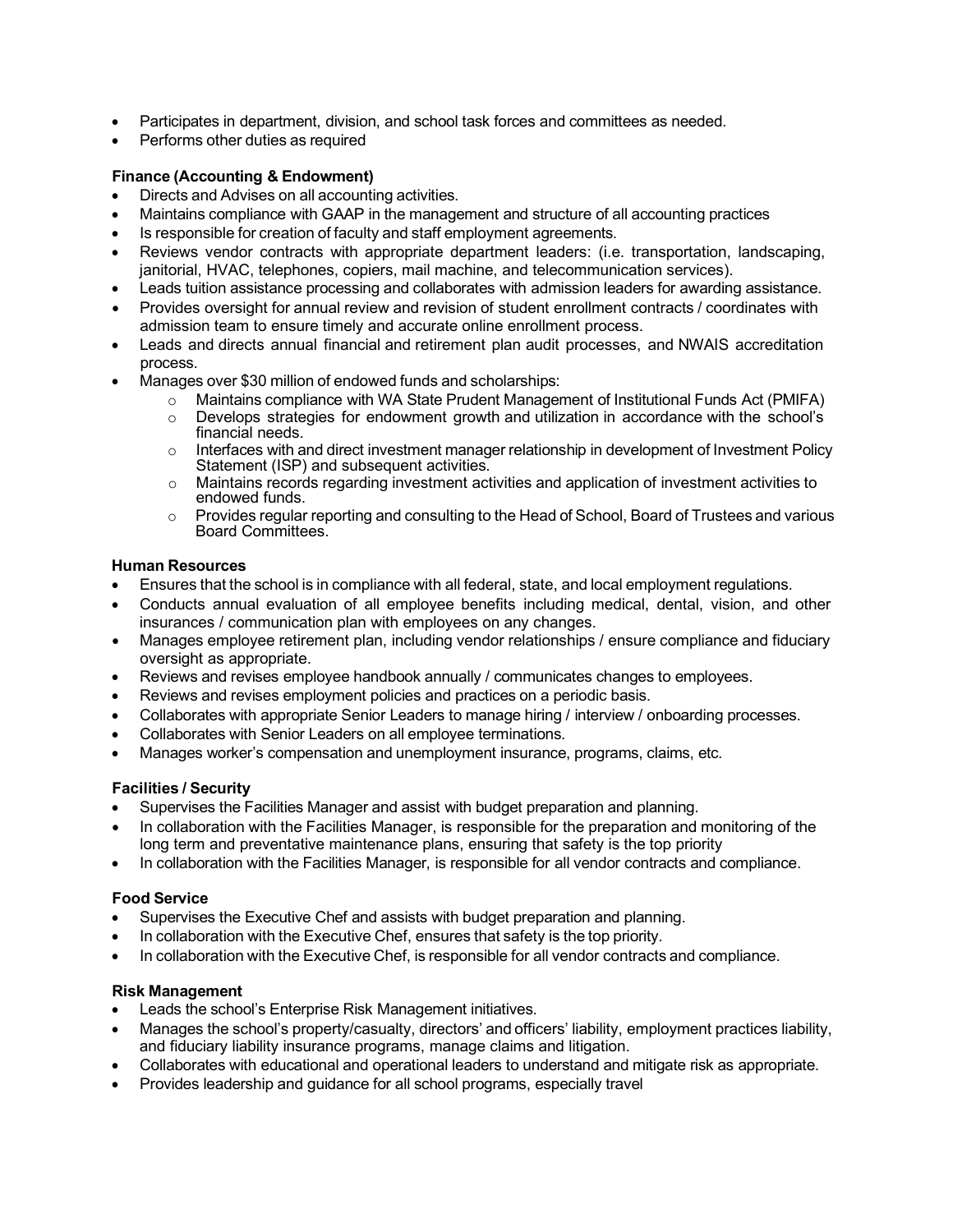- Participates in department, division, and school task forces and committees as needed.
- Performs other duties as required

**Finance (Accounting & Endowment)**

- Directs and Advises on all accounting activities.
- Maintains compliance with GAAP in the management and structure of all accounting practices
- Is responsible for creation of faculty and staff employment agreements.
- Reviews vendor contracts with appropriate department leaders: (i.e. transportation, landscaping, janitorial, HVAC, telephones, copiers, mail machine, and telecommunication services).
- Leads tuition assistance processing and collaborates with admission leaders for awarding assistance.
- Provides oversight for annual review and revision of student enrollment contracts / coordinates with admission team to ensure timely and accurate online enrollment process.
- Leads and directs annual financial and retirement plan audit processes, and NWAIS accreditation process.
- Manages over $30 million of endowed funds and scholarships:
    - Maintains compliance with WA State Prudent Management of Institutional Funds Act (PMIFA)
    - Develops strategies for endowment growth and utilization in accordance with the school's financial needs.
    - Interfaces with and direct investment manager relationship in development of Investment Policy Statement (ISP) and subsequent activities.
    - Maintains records regarding investment activities and application of investment activities to endowed funds.
    - Provides regular reporting and consulting to the Head of School, Board of Trustees and various Board Committees.

**Human Resources**

- Ensures that the school is in compliance with all federal, state, and local employment regulations.
- Conducts annual evaluation of all employee benefits including medical, dental, vision, and other insurances / communication plan with employees on any changes.
- Manages employee retirement plan, including vendor relationships / ensure compliance and fiduciary oversight as appropriate.
- Reviews and revises employee handbook annually / communicates changes to employees.
- Reviews and revises employment policies and practices on a periodic basis.
- Collaborates with appropriate Senior Leaders to manage hiring / interview / onboarding processes.
- Collaborates with Senior Leaders on all employee terminations.
- Manages worker's compensation and unemployment insurance, programs, claims, etc.

**Facilities / Security**

- Supervises the Facilities Manager and assist with budget preparation and planning.
- In collaboration with the Facilities Manager, is responsible for the preparation and monitoring of the long term and preventative maintenance plans, ensuring that safety is the top priority
- In collaboration with the Facilities Manager, is responsible for all vendor contracts and compliance.

**Food Service**

- Supervises the Executive Chef and assists with budget preparation and planning.
- In collaboration with the Executive Chef, ensures that safety is the top priority.
- In collaboration with the Executive Chef, is responsible for all vendor contracts and compliance.

**Risk Management**

- Leads the school's Enterprise Risk Management initiatives.
- Manages the school's property/casualty, directors' and officers' liability, employment practices liability, and fiduciary liability insurance programs, manage claims and litigation.
- Collaborates with educational and operational leaders to understand and mitigate risk as appropriate.
- Provides leadership and guidance for all school programs, especially travel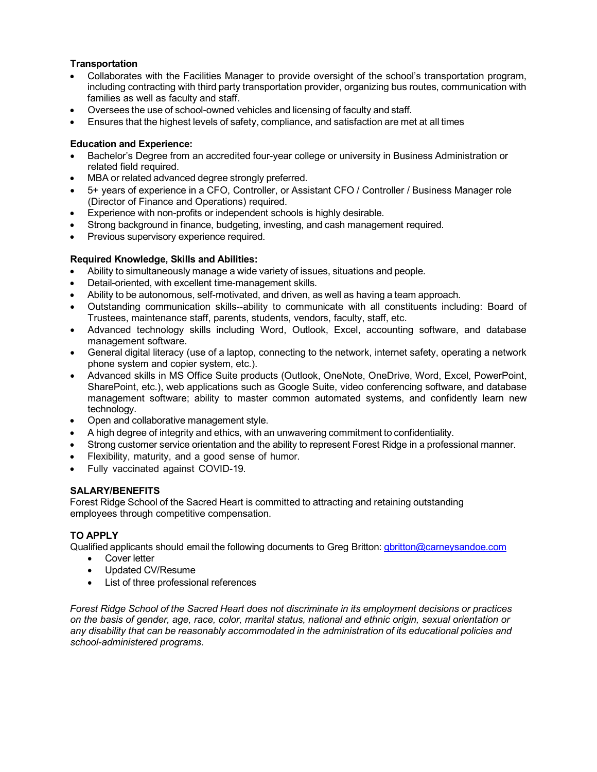**Transportation**

- Collaborates with the Facilities Manager to provide oversight of the school's transportation program, including contracting with third party transportation provider, organizing bus routes, communication with families as well as faculty and staff.
- Oversees the use of school-owned vehicles and licensing of faculty and staff.
- Ensures that the highest levels of safety, compliance, and satisfaction are met at all times

**Education and Experience:**

- Bachelor's Degree from an accredited four-year college or university in Business Administration or related field required.
- MBA or related advanced degree strongly preferred.
- 5+ years of experience in a CFO, Controller, or Assistant CFO / Controller / Business Manager role (Director of Finance and Operations) required.
- Experience with non-profits or independent schools is highly desirable.
- Strong background in finance, budgeting, investing, and cash management required.
- Previous supervisory experience required.

**Required Knowledge, Skills and Abilities:**

- Ability to simultaneously manage a wide variety of issues, situations and people.
- Detail-oriented, with excellent time-management skills.
- Ability to be autonomous, self-motivated, and driven, as well as having a team approach.
- Outstanding communication skills--ability to communicate with all constituents including: Board of Trustees, maintenance staff, parents, students, vendors, faculty, staff, etc.
- Advanced technology skills including Word, Outlook, Excel, accounting software, and database management software.
- General digital literacy (use of a laptop, connecting to the network, internet safety, operating a network phone system and copier system, etc.).
- Advanced skills in MS Office Suite products (Outlook, OneNote, OneDrive, Word, Excel, PowerPoint, SharePoint, etc.), web applications such as Google Suite, video conferencing software, and database management software; ability to master common automated systems, and confidently learn new technology.
- Open and collaborative management style.
- A high degree of integrity and ethics, with an unwavering commitment to confidentiality.
- Strong customer service orientation and the ability to represent Forest Ridge in a professional manner.
- Flexibility, maturity, and a good sense of humor.
- Fully vaccinated against COVID-19.

**SALARY/BENEFITS**

Forest Ridge School of the Sacred Heart is committed to attracting and retaining outstanding employees through competitive compensation.

**TO APPLY**

Qualified applicants should email the following documents to Greg Britton: gbritton@carneysandoe.com

- Cover letter
- Updated CV/Resume
- List of three professional references

*Forest Ridge School of the Sacred Heart does not discriminate in its employment decisions or practices on the basis of gender, age, race, color, marital status, national and ethnic origin, sexual orientation or any disability that can be reasonably accommodated in the administration of its educational policies and school-administered programs.*